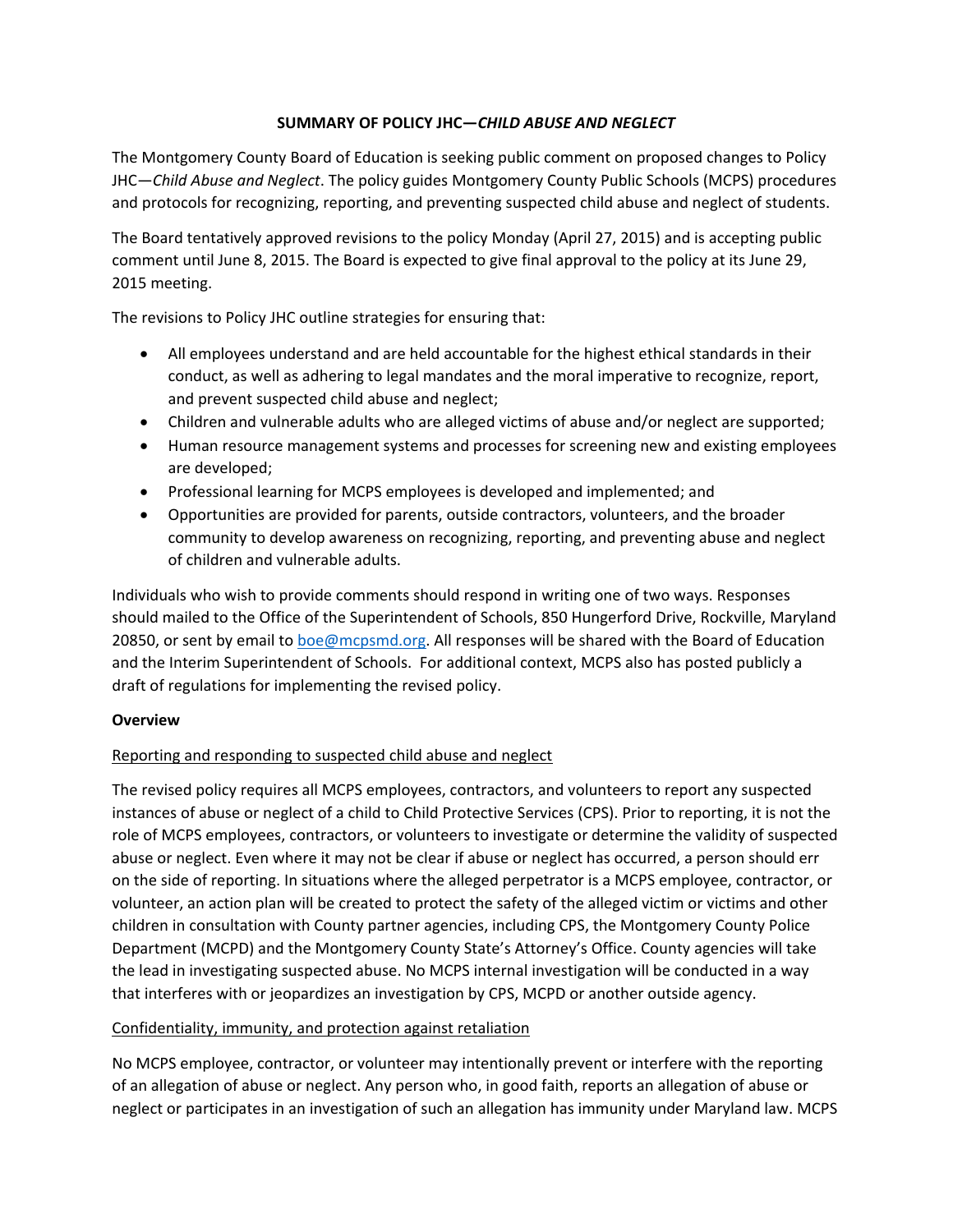**SUMMARY OF POLICY JHC—*CHILD ABUSE AND NEGLECT***

The Montgomery County Board of Education is seeking public comment on proposed changes to Policy JHC—*Child Abuse and Neglect*. The policy guides Montgomery County Public Schools (MCPS) procedures and protocols for recognizing, reporting, and preventing suspected child abuse and neglect of students.

The Board tentatively approved revisions to the policy Monday (April 27, 2015) and is accepting public comment until June 8, 2015. The Board is expected to give final approval to the policy at its June 29, 2015 meeting.

The revisions to Policy JHC outline strategies for ensuring that:

- All employees understand and are held accountable for the highest ethical standards in their conduct, as well as adhering to legal mandates and the moral imperative to recognize, report, and prevent suspected child abuse and neglect;
- Children and vulnerable adults who are alleged victims of abuse and/or neglect are supported;
- Human resource management systems and processes for screening new and existing employees are developed;
- Professional learning for MCPS employees is developed and implemented; and
- Opportunities are provided for parents, outside contractors, volunteers, and the broader community to develop awareness on recognizing, reporting, and preventing abuse and neglect of children and vulnerable adults.

Individuals who wish to provide comments should respond in writing one of two ways. Responses should mailed to the Office of the Superintendent of Schools, 850 Hungerford Drive, Rockville, Maryland 20850, or sent by email to boe@mcpsmd.org. All responses will be shared with the Board of Education and the Interim Superintendent of Schools. For additional context, MCPS also has posted publicly a draft of regulations for implementing the revised policy.

**Overview**

<u>Reporting and responding to suspected child abuse and neglect</u>

The revised policy requires all MCPS employees, contractors, and volunteers to report any suspected instances of abuse or neglect of a child to Child Protective Services (CPS). Prior to reporting, it is not the role of MCPS employees, contractors, or volunteers to investigate or determine the validity of suspected abuse or neglect. Even where it may not be clear if abuse or neglect has occurred, a person should err on the side of reporting. In situations where the alleged perpetrator is a MCPS employee, contractor, or volunteer, an action plan will be created to protect the safety of the alleged victim or victims and other children in consultation with County partner agencies, including CPS, the Montgomery County Police Department (MCPD) and the Montgomery County State's Attorney's Office. County agencies will take the lead in investigating suspected abuse. No MCPS internal investigation will be conducted in a way that interferes with or jeopardizes an investigation by CPS, MCPD or another outside agency.

<u>Confidentiality, immunity, and protection against retaliation</u>

No MCPS employee, contractor, or volunteer may intentionally prevent or interfere with the reporting of an allegation of abuse or neglect. Any person who, in good faith, reports an allegation of abuse or neglect or participates in an investigation of such an allegation has immunity under Maryland law. MCPS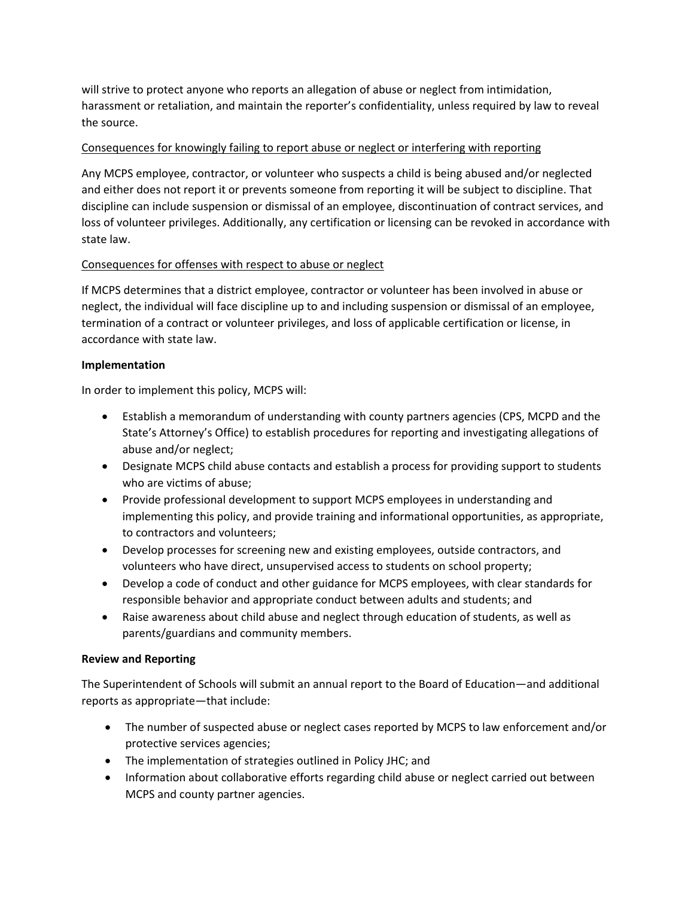will strive to protect anyone who reports an allegation of abuse or neglect from intimidation, harassment or retaliation, and maintain the reporter's confidentiality, unless required by law to reveal the source.

<u>Consequences for knowingly failing to report abuse or neglect or interfering with reporting</u>

Any MCPS employee, contractor, or volunteer who suspects a child is being abused and/or neglected and either does not report it or prevents someone from reporting it will be subject to discipline. That discipline can include suspension or dismissal of an employee, discontinuation of contract services, and loss of volunteer privileges. Additionally, any certification or licensing can be revoked in accordance with state law.

<u>Consequences for offenses with respect to abuse or neglect</u>

If MCPS determines that a district employee, contractor or volunteer has been involved in abuse or neglect, the individual will face discipline up to and including suspension or dismissal of an employee, termination of a contract or volunteer privileges, and loss of applicable certification or license, in accordance with state law.

**Implementation**

In order to implement this policy, MCPS will:

- Establish a memorandum of understanding with county partners agencies (CPS, MCPD and the State's Attorney's Office) to establish procedures for reporting and investigating allegations of abuse and/or neglect;
- Designate MCPS child abuse contacts and establish a process for providing support to students who are victims of abuse;
- Provide professional development to support MCPS employees in understanding and implementing this policy, and provide training and informational opportunities, as appropriate, to contractors and volunteers;
- Develop processes for screening new and existing employees, outside contractors, and volunteers who have direct, unsupervised access to students on school property;
- Develop a code of conduct and other guidance for MCPS employees, with clear standards for responsible behavior and appropriate conduct between adults and students; and
- Raise awareness about child abuse and neglect through education of students, as well as parents/guardians and community members.

**Review and Reporting**

The Superintendent of Schools will submit an annual report to the Board of Education—and additional reports as appropriate—that include:

- The number of suspected abuse or neglect cases reported by MCPS to law enforcement and/or protective services agencies;
- The implementation of strategies outlined in Policy JHC; and
- Information about collaborative efforts regarding child abuse or neglect carried out between MCPS and county partner agencies.